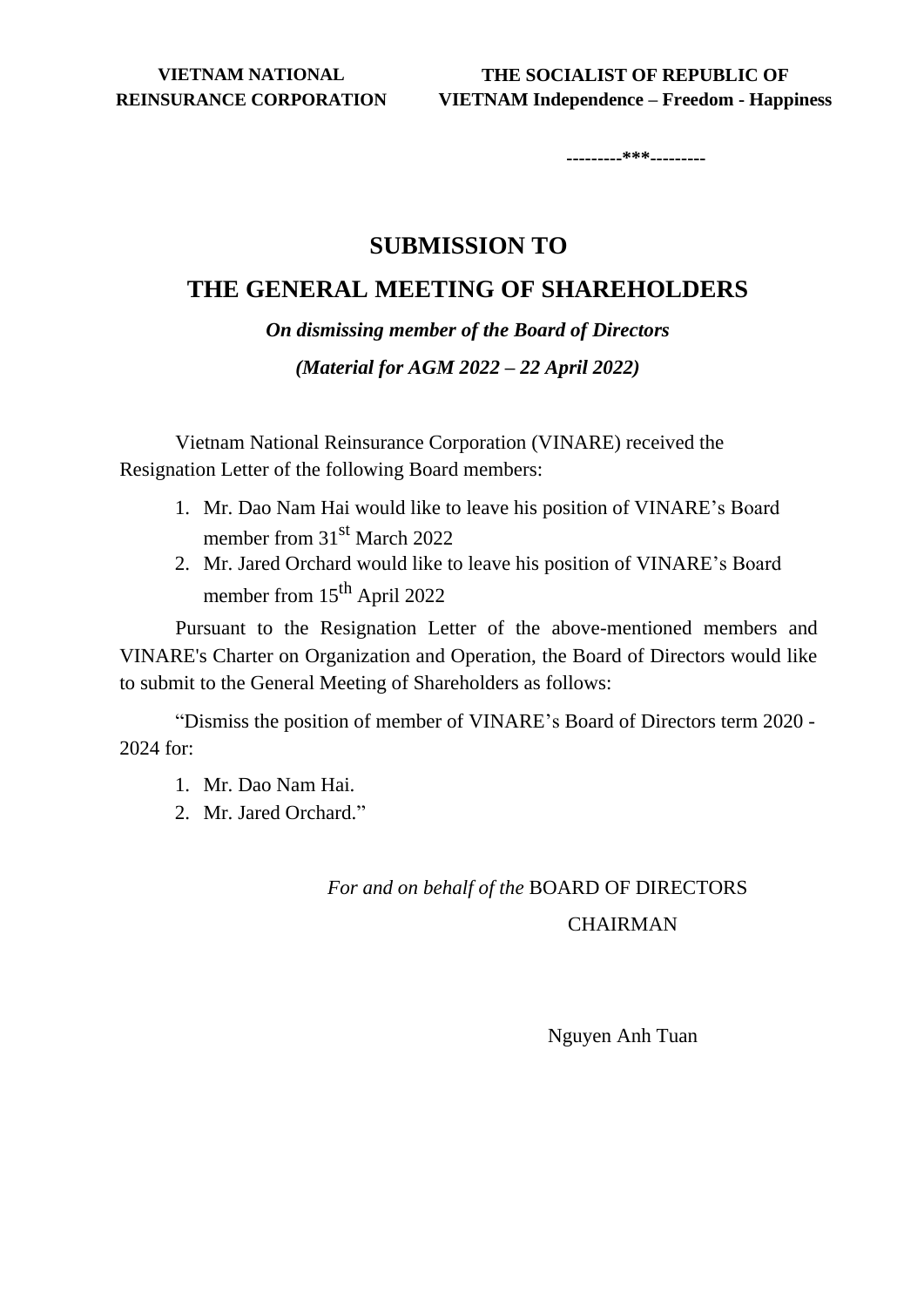**VIETNAM NATIONAL REINSURANCE CORPORATION**

**THE SOCIALIST OF REPUBLIC OF VIETNAM Independence – Freedom - Happiness**

---------***---------

# SUBMISSION TO

# THE GENERAL MEETING OF SHAREHOLDERS

***On dismissing member of the Board of Directors***

***(Material for AGM 2022 – 22 April 2022)***

Vietnam National Reinsurance Corporation (VINARE) received the Resignation Letter of the following Board members:

1. Mr. Dao Nam Hai would like to leave his position of VINARE's Board member from 31st March 2022
2. Mr. Jared Orchard would like to leave his position of VINARE's Board member from 15th April 2022

Pursuant to the Resignation Letter of the above-mentioned members and VINARE's Charter on Organization and Operation, the Board of Directors would like to submit to the General Meeting of Shareholders as follows:

"Dismiss the position of member of VINARE's Board of Directors term 2020 - 2024 for:

1. Mr. Dao Nam Hai.
2. Mr. Jared Orchard."

*For and on behalf of the* BOARD OF DIRECTORS

CHAIRMAN

Nguyen Anh Tuan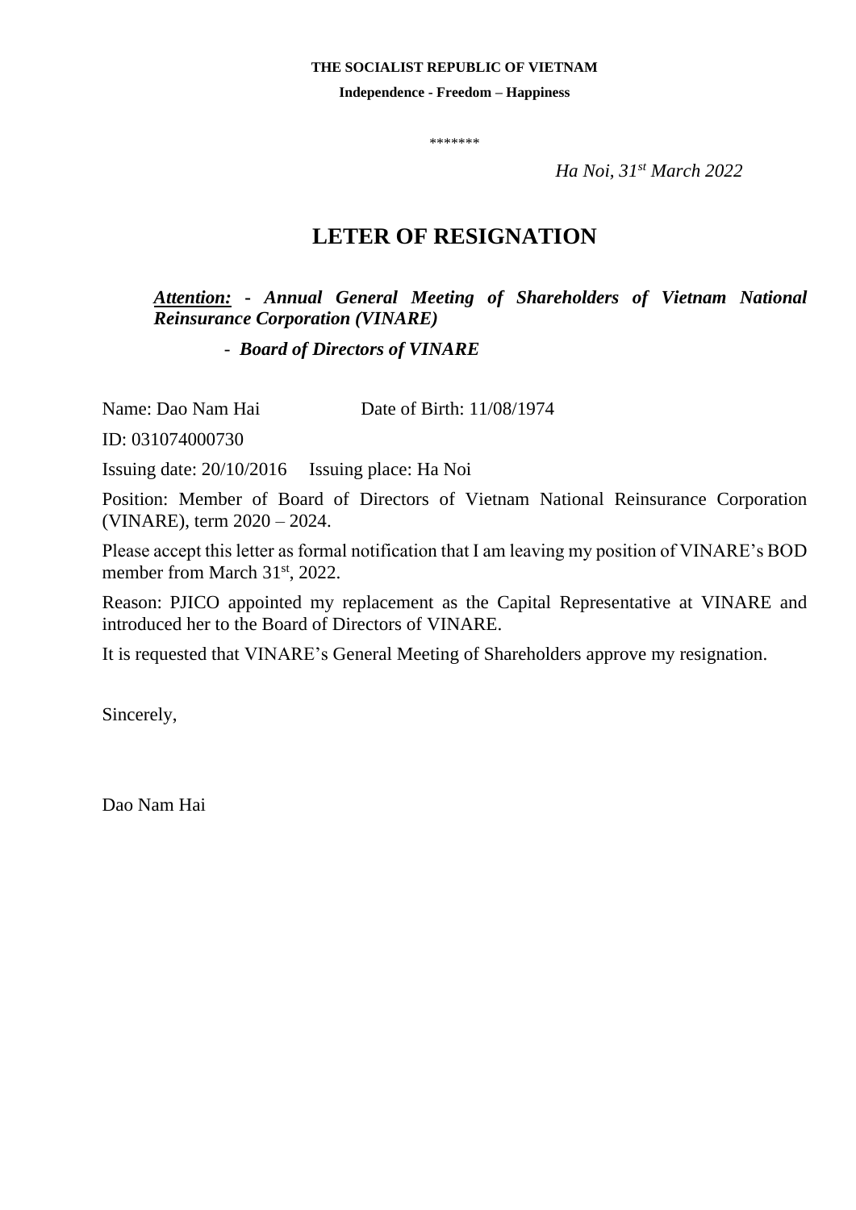**THE SOCIALIST REPUBLIC OF VIETNAM**

**Independence - Freedom – Happiness**

*******

*Ha Noi, 31st March 2022*

# LETER OF RESIGNATION

***Attention:*** ***- Annual General Meeting of Shareholders of Vietnam National Reinsurance Corporation (VINARE)***

***- Board of Directors of VINARE***

Name: Dao Nam Hai    Date of Birth: 11/08/1974

ID: 031074000730

Issuing date: 20/10/2016    Issuing place: Ha Noi

Position: Member of Board of Directors of Vietnam National Reinsurance Corporation (VINARE), term 2020 – 2024.

Please accept this letter as formal notification that I am leaving my position of VINARE's BOD member from March 31st, 2022.

Reason: PJICO appointed my replacement as the Capital Representative at VINARE and introduced her to the Board of Directors of VINARE.

It is requested that VINARE's General Meeting of Shareholders approve my resignation.

Sincerely,

Dao Nam Hai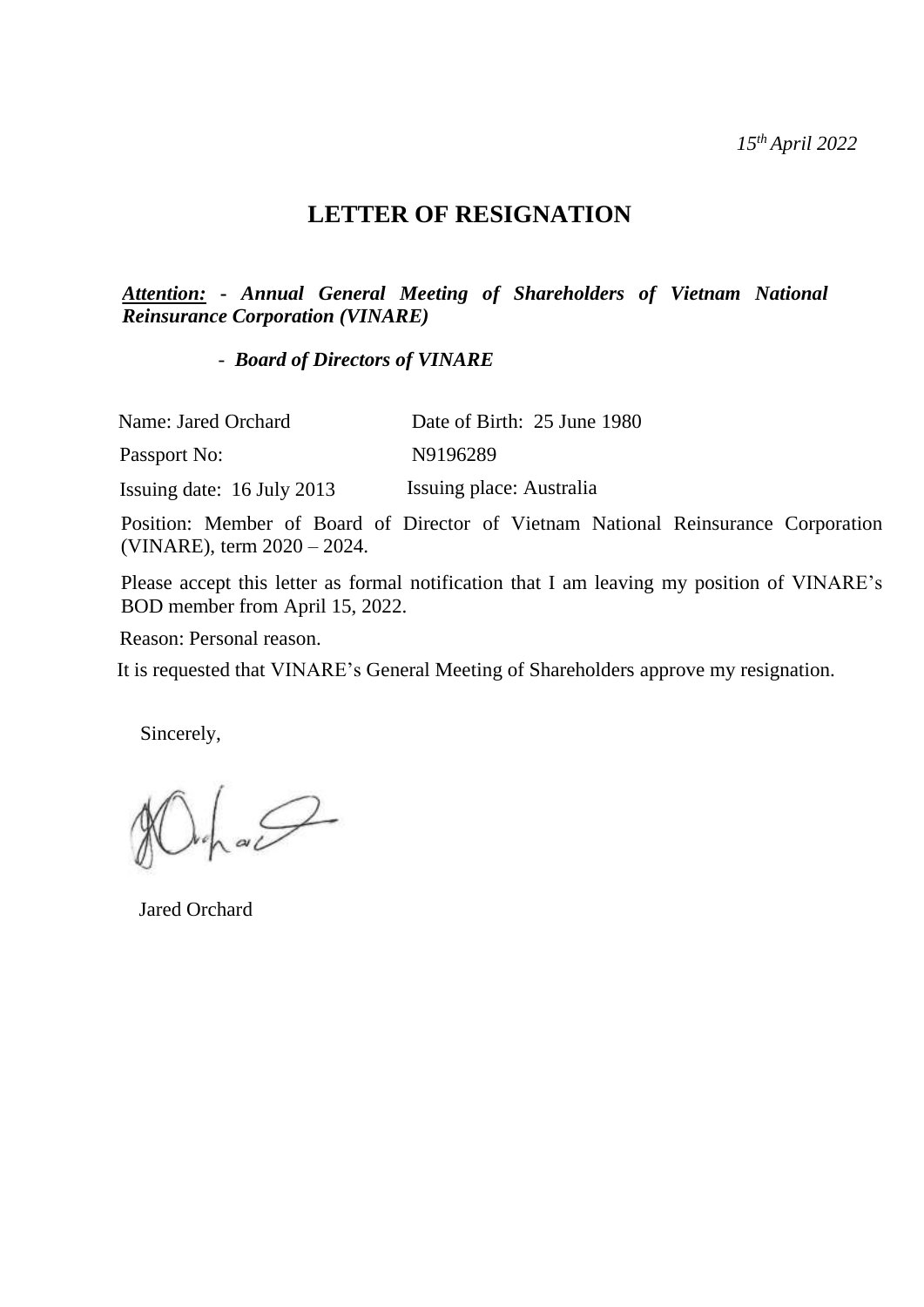*15th April 2022*

# LETTER OF RESIGNATION

***Attention:* - Annual General Meeting of Shareholders of Vietnam National Reinsurance Corporation (VINARE)**

- ***Board of Directors of VINARE***

| | |
|---|---|
| Name: Jared Orchard | Date of Birth: 25 June 1980 |
| Passport No: | N9196289 |
| Issuing date: 16 July 2013 | Issuing place: Australia |

Position: Member of Board of Director of Vietnam National Reinsurance Corporation (VINARE), term 2020 – 2024.

Please accept this letter as formal notification that I am leaving my position of VINARE's BOD member from April 15, 2022.

Reason: Personal reason.

It is requested that VINARE's General Meeting of Shareholders approve my resignation.

Sincerely,

Jared Orchard